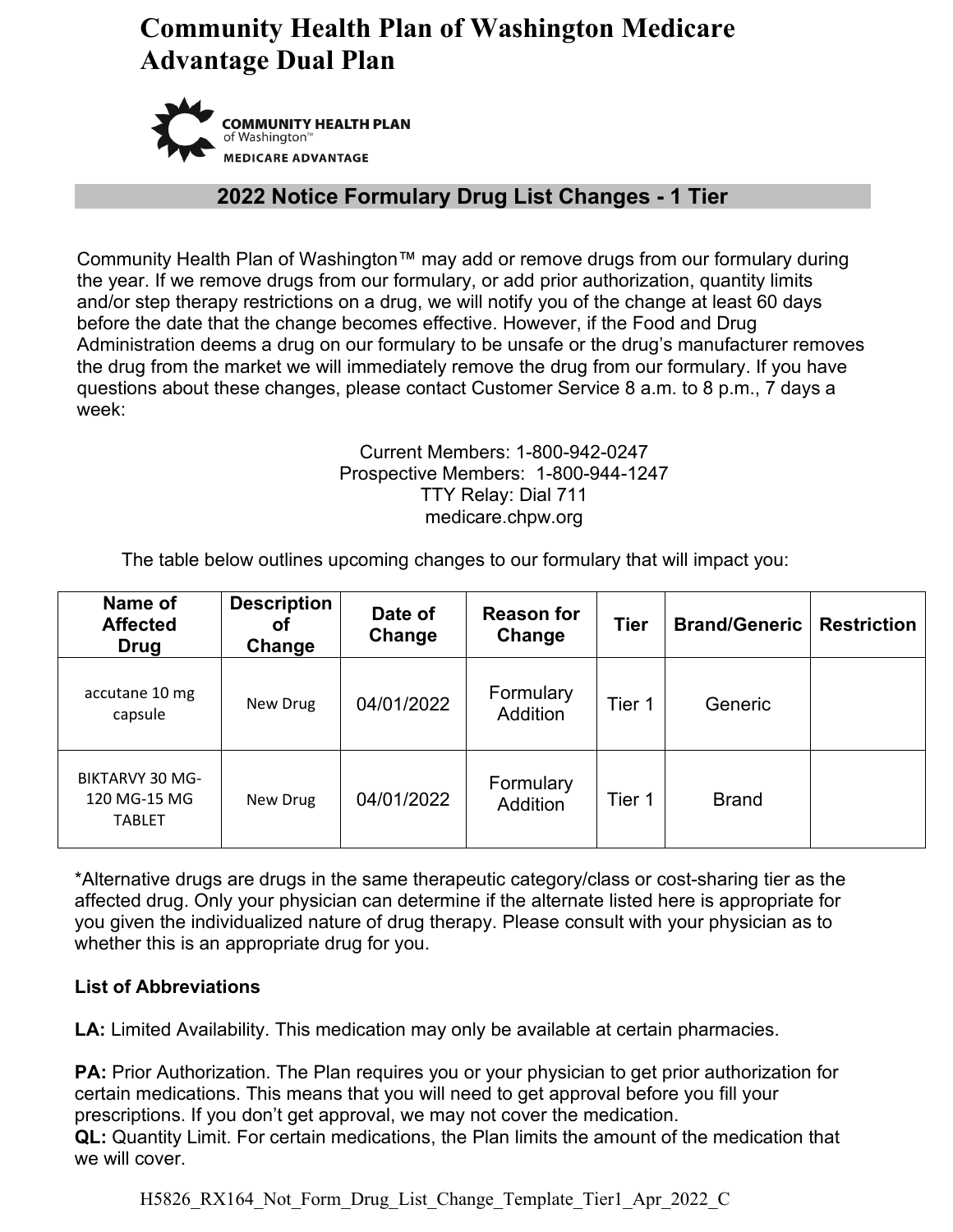# Community Health Plan of Washington Medicare Advantage Dual Plan

COMMUNITY HEALTH PLAN of Washington™ MEDICARE ADVANTAGE

## 2022 Notice Formulary Drug List Changes - 1 Tier

Community Health Plan of Washington™ may add or remove drugs from our formulary during the year. If we remove drugs from our formulary, or add prior authorization, quantity limits and/or step therapy restrictions on a drug, we will notify you of the change at least 60 days before the date that the change becomes effective. However, if the Food and Drug Administration deems a drug on our formulary to be unsafe or the drug's manufacturer removes the drug from the market we will immediately remove the drug from our formulary. If you have questions about these changes, please contact Customer Service 8 a.m. to 8 p.m., 7 days a week:

Current Members: 1-800-942-0247
Prospective Members: 1-800-944-1247
TTY Relay: Dial 711
medicare.chpw.org

The table below outlines upcoming changes to our formulary that will impact you:

| Name of Affected Drug | Description of Change | Date of Change | Reason for Change | Tier | Brand/Generic | Restriction |
|---|---|---|---|---|---|---|
| accutane 10 mg capsule | New Drug | 04/01/2022 | Formulary Addition | Tier 1 | Generic | |
| BIKTARVY 30 MG-120 MG-15 MG TABLET | New Drug | 04/01/2022 | Formulary Addition | Tier 1 | Brand | |

*Alternative drugs are drugs in the same therapeutic category/class or cost-sharing tier as the affected drug. Only your physician can determine if the alternate listed here is appropriate for you given the individualized nature of drug therapy. Please consult with your physician as to whether this is an appropriate drug for you.

**List of Abbreviations**

**LA:** Limited Availability. This medication may only be available at certain pharmacies.

**PA:** Prior Authorization. The Plan requires you or your physician to get prior authorization for certain medications. This means that you will need to get approval before you fill your prescriptions. If you don't get approval, we may not cover the medication.
**QL:** Quantity Limit. For certain medications, the Plan limits the amount of the medication that we will cover.

H5826_RX164_Not_Form_Drug_List_Change_Template_Tier1_Apr_2022_C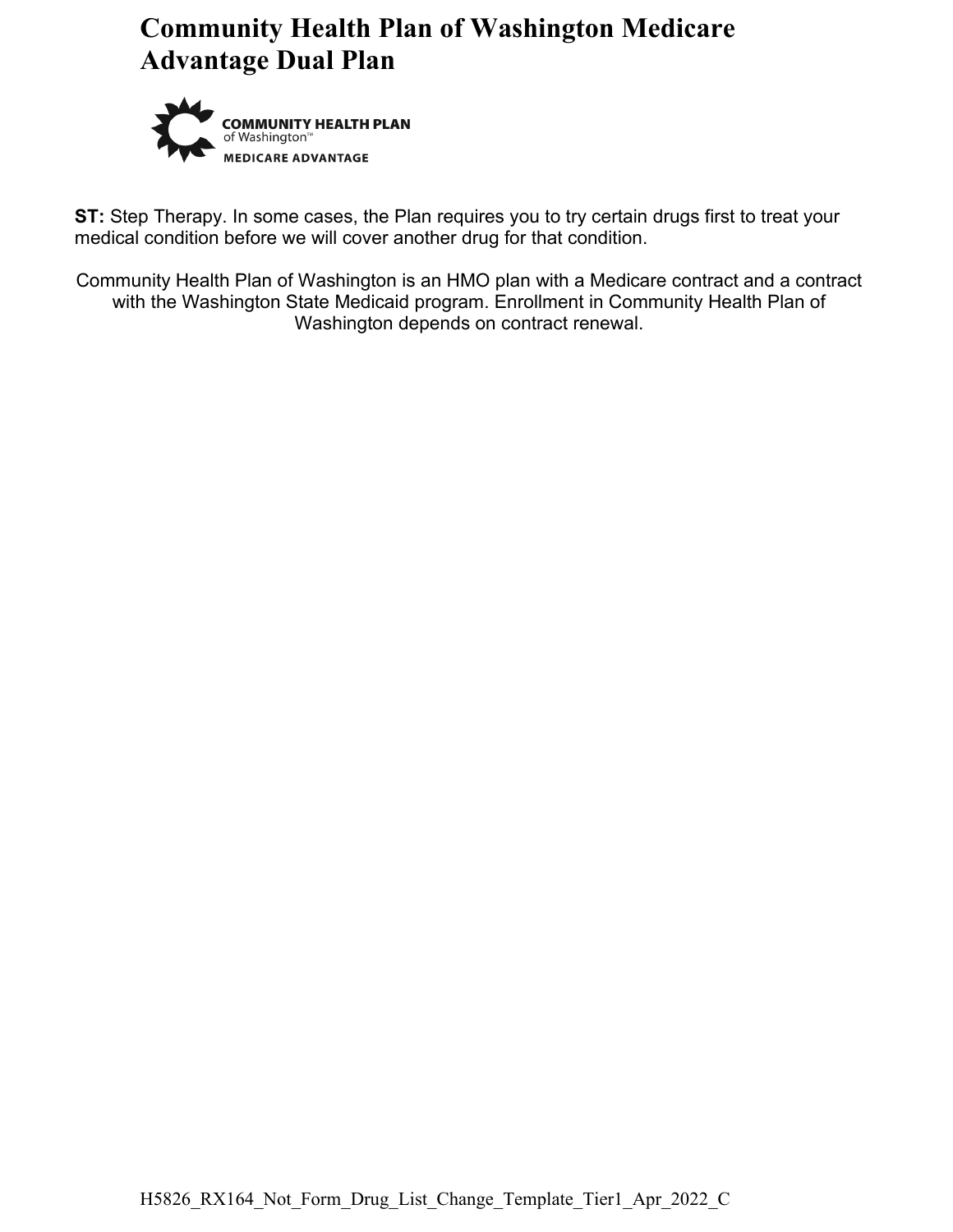# Community Health Plan of Washington Medicare Advantage Dual Plan

**ST:** Step Therapy. In some cases, the Plan requires you to try certain drugs first to treat your medical condition before we will cover another drug for that condition.

Community Health Plan of Washington is an HMO plan with a Medicare contract and a contract with the Washington State Medicaid program. Enrollment in Community Health Plan of Washington depends on contract renewal.

H5826_RX164_Not_Form_Drug_List_Change_Template_Tier1_Apr_2022_C